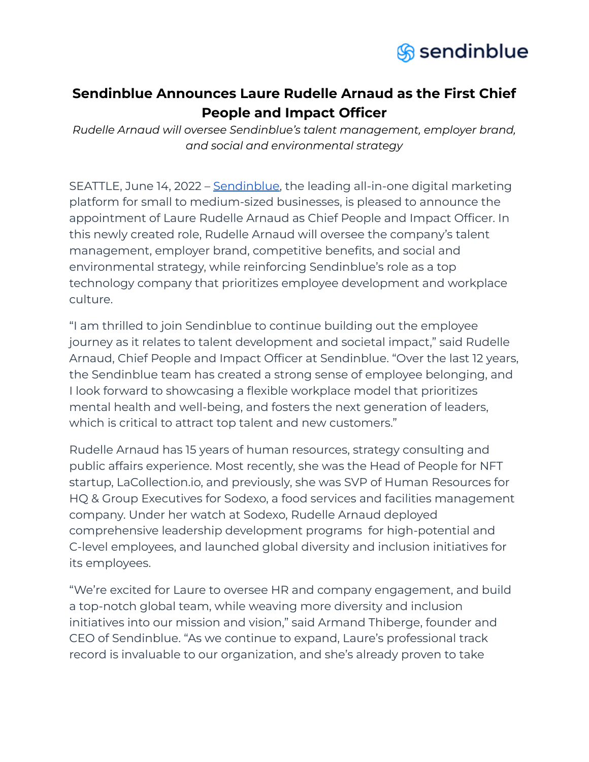# Sendinblue Announces Laure Rudelle Arnaud as the First Chief People and Impact Officer

*Rudelle Arnaud will oversee Sendinblue's talent management, employer brand, and social and environmental strategy*

SEATTLE, June 14, 2022 – Sendinblue, the leading all-in-one digital marketing platform for small to medium-sized businesses, is pleased to announce the appointment of Laure Rudelle Arnaud as Chief People and Impact Officer. In this newly created role, Rudelle Arnaud will oversee the company's talent management, employer brand, competitive benefits, and social and environmental strategy, while reinforcing Sendinblue's role as a top technology company that prioritizes employee development and workplace culture.

"I am thrilled to join Sendinblue to continue building out the employee journey as it relates to talent development and societal impact," said Rudelle Arnaud, Chief People and Impact Officer at Sendinblue. "Over the last 12 years, the Sendinblue team has created a strong sense of employee belonging, and I look forward to showcasing a flexible workplace model that prioritizes mental health and well-being, and fosters the next generation of leaders, which is critical to attract top talent and new customers."

Rudelle Arnaud has 15 years of human resources, strategy consulting and public affairs experience. Most recently, she was the Head of People for NFT startup, LaCollection.io, and previously, she was SVP of Human Resources for HQ & Group Executives for Sodexo, a food services and facilities management company. Under her watch at Sodexo, Rudelle Arnaud deployed comprehensive leadership development programs for high-potential and C-level employees, and launched global diversity and inclusion initiatives for its employees.

"We're excited for Laure to oversee HR and company engagement, and build a top-notch global team, while weaving more diversity and inclusion initiatives into our mission and vision," said Armand Thiberge, founder and CEO of Sendinblue. "As we continue to expand, Laure's professional track record is invaluable to our organization, and she's already proven to take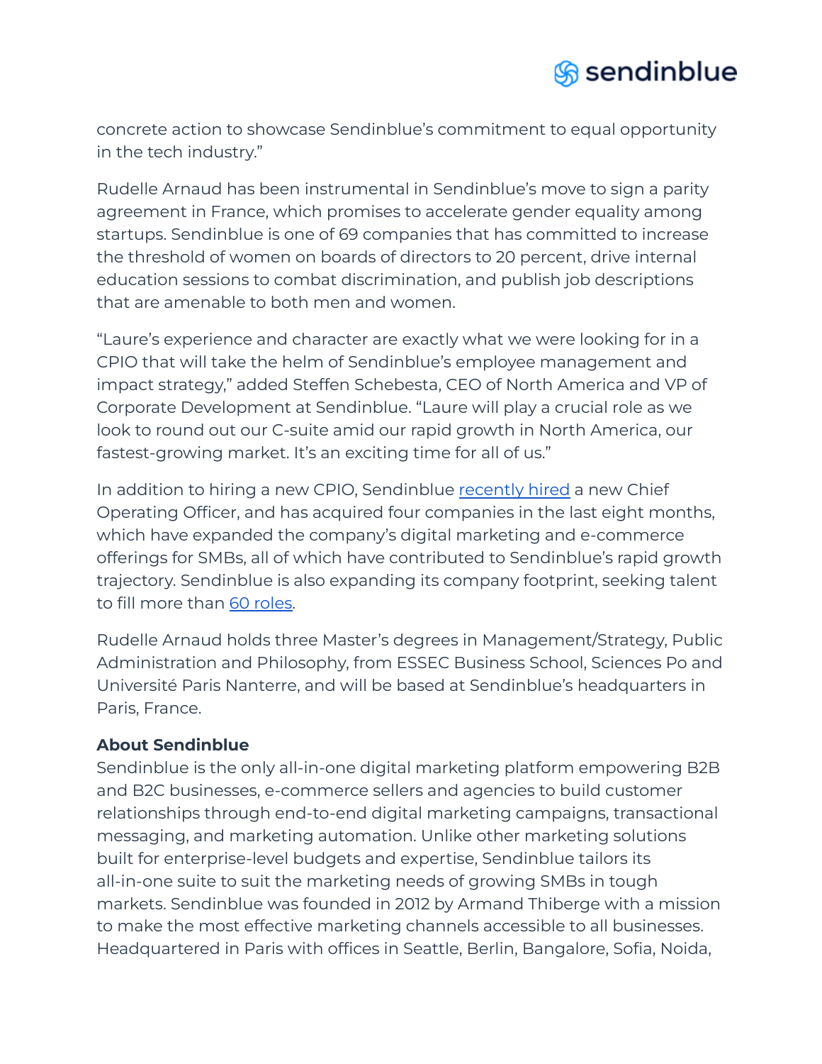concrete action to showcase Sendinblue's commitment to equal opportunity in the tech industry."

Rudelle Arnaud has been instrumental in Sendinblue's move to sign a parity agreement in France, which promises to accelerate gender equality among startups. Sendinblue is one of 69 companies that has committed to increase the threshold of women on boards of directors to 20 percent, drive internal education sessions to combat discrimination, and publish job descriptions that are amenable to both men and women.

"Laure's experience and character are exactly what we were looking for in a CPIO that will take the helm of Sendinblue's employee management and impact strategy," added Steffen Schebesta, CEO of North America and VP of Corporate Development at Sendinblue. "Laure will play a crucial role as we look to round out our C-suite amid our rapid growth in North America, our fastest-growing market. It's an exciting time for all of us."

In addition to hiring a new CPIO, Sendinblue recently hired a new Chief Operating Officer, and has acquired four companies in the last eight months, which have expanded the company's digital marketing and e-commerce offerings for SMBs, all of which have contributed to Sendinblue's rapid growth trajectory. Sendinblue is also expanding its company footprint, seeking talent to fill more than 60 roles.

Rudelle Arnaud holds three Master's degrees in Management/Strategy, Public Administration and Philosophy, from ESSEC Business School, Sciences Po and Université Paris Nanterre, and will be based at Sendinblue's headquarters in Paris, France.

**About Sendinblue**

Sendinblue is the only all-in-one digital marketing platform empowering B2B and B2C businesses, e-commerce sellers and agencies to build customer relationships through end-to-end digital marketing campaigns, transactional messaging, and marketing automation. Unlike other marketing solutions built for enterprise-level budgets and expertise, Sendinblue tailors its all-in-one suite to suit the marketing needs of growing SMBs in tough markets. Sendinblue was founded in 2012 by Armand Thiberge with a mission to make the most effective marketing channels accessible to all businesses. Headquartered in Paris with offices in Seattle, Berlin, Bangalore, Sofia, Noida,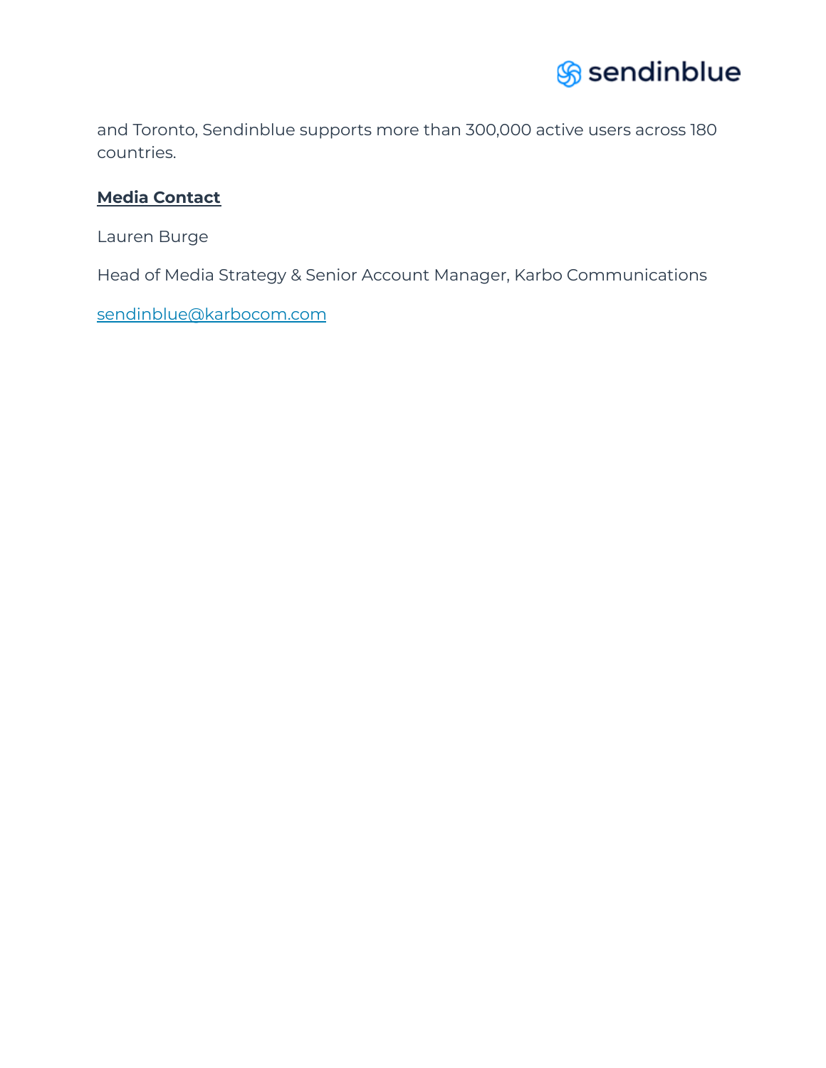and Toronto, Sendinblue supports more than 300,000 active users across 180 countries.

**Media Contact**

Lauren Burge

Head of Media Strategy & Senior Account Manager, Karbo Communications

sendinblue@karbocom.com